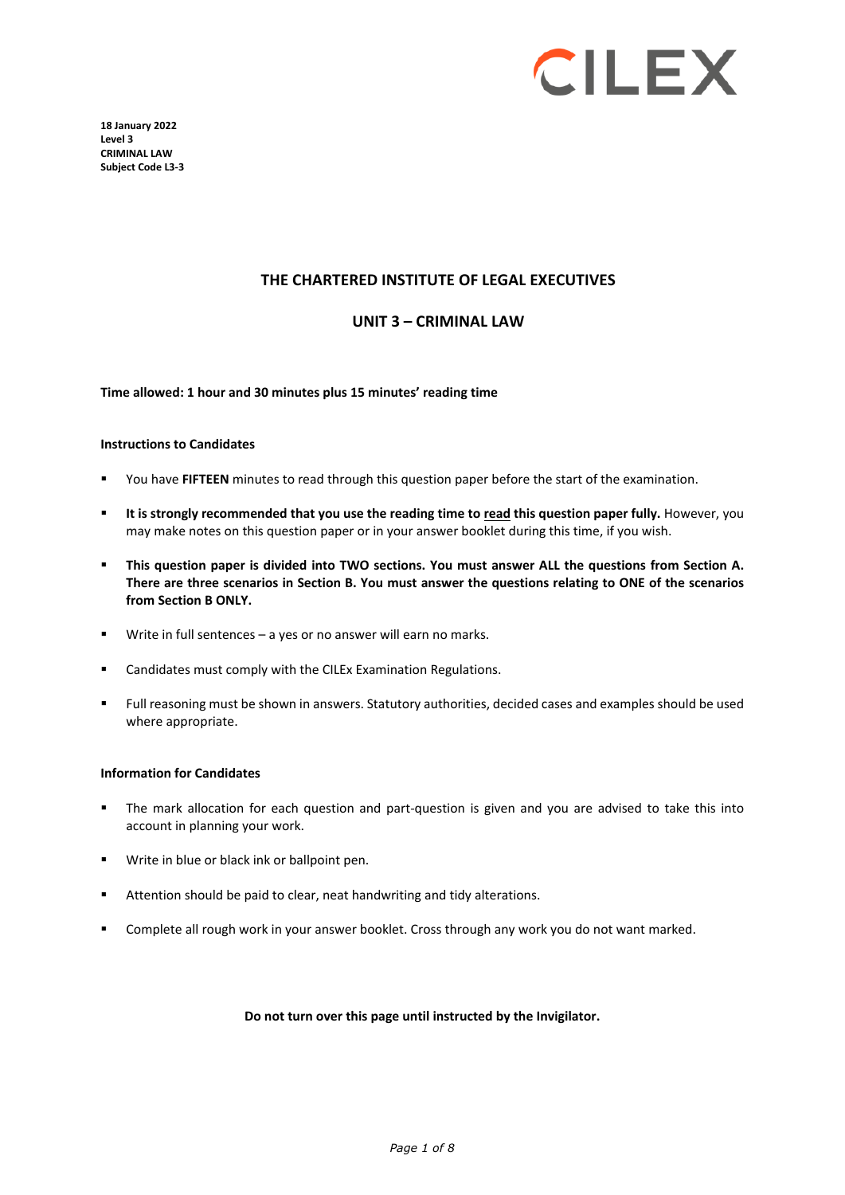CILEX

**18 January 2022**
**Level 3**
**CRIMINAL LAW**
**Subject Code L3-3**

## THE CHARTERED INSTITUTE OF LEGAL EXECUTIVES

## UNIT 3 – CRIMINAL LAW

**Time allowed: 1 hour and 30 minutes plus 15 minutes' reading time**

**Instructions to Candidates**

- You have **FIFTEEN** minutes to read through this question paper before the start of the examination.
- **It is strongly recommended that you use the reading time to read this question paper fully.** However, you may make notes on this question paper or in your answer booklet during this time, if you wish.
- **This question paper is divided into TWO sections. You must answer ALL the questions from Section A. There are three scenarios in Section B. You must answer the questions relating to ONE of the scenarios from Section B ONLY.**
- Write in full sentences – a yes or no answer will earn no marks.
- Candidates must comply with the CILEx Examination Regulations.
- Full reasoning must be shown in answers. Statutory authorities, decided cases and examples should be used where appropriate.

**Information for Candidates**

- The mark allocation for each question and part-question is given and you are advised to take this into account in planning your work.
- Write in blue or black ink or ballpoint pen.
- Attention should be paid to clear, neat handwriting and tidy alterations.
- Complete all rough work in your answer booklet. Cross through any work you do not want marked.

**Do not turn over this page until instructed by the Invigilator.**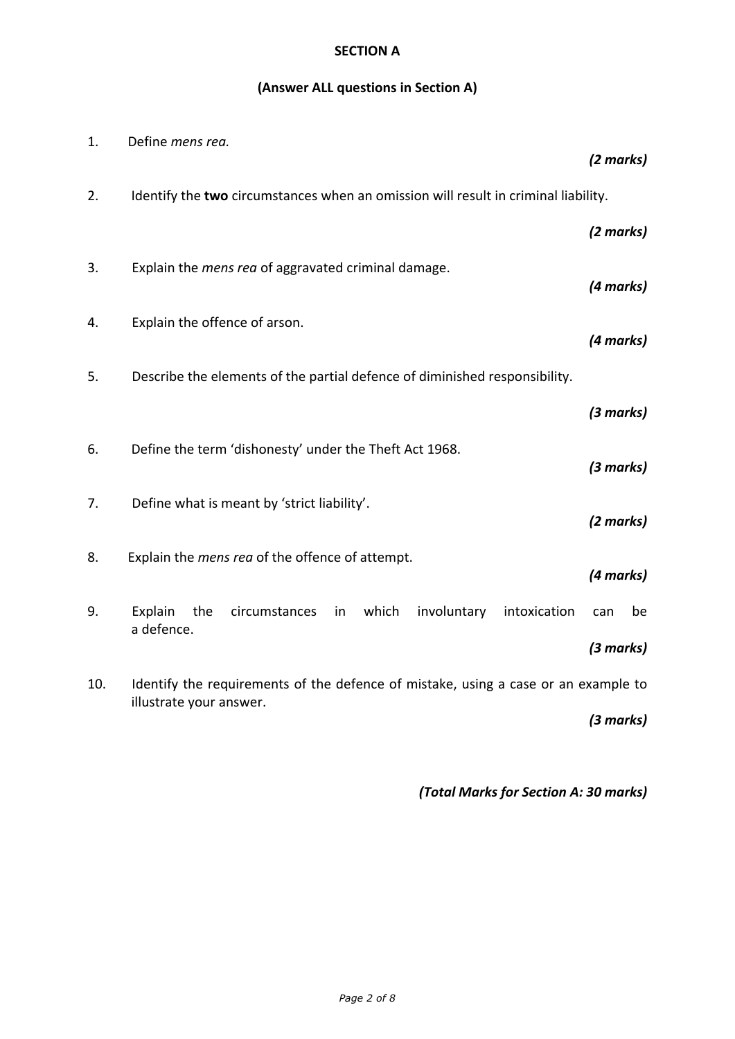## SECTION A

**(Answer ALL questions in Section A)**

1. Define *mens rea.*

   ***(2 marks)***

2. Identify the **two** circumstances when an omission will result in criminal liability.

   ***(2 marks)***

3. Explain the *mens rea* of aggravated criminal damage.

   ***(4 marks)***

4. Explain the offence of arson.

   ***(4 marks)***

5. Describe the elements of the partial defence of diminished responsibility.

   ***(3 marks)***

6. Define the term 'dishonesty' under the Theft Act 1968.

   ***(3 marks)***

7. Define what is meant by 'strict liability'.

   ***(2 marks)***

8. Explain the *mens rea* of the offence of attempt.

   ***(4 marks)***

9. Explain the circumstances in which involuntary intoxication can be a defence.

   ***(3 marks)***

10. Identify the requirements of the defence of mistake, using a case or an example to illustrate your answer.

    ***(3 marks)***

***(Total Marks for Section A: 30 marks)***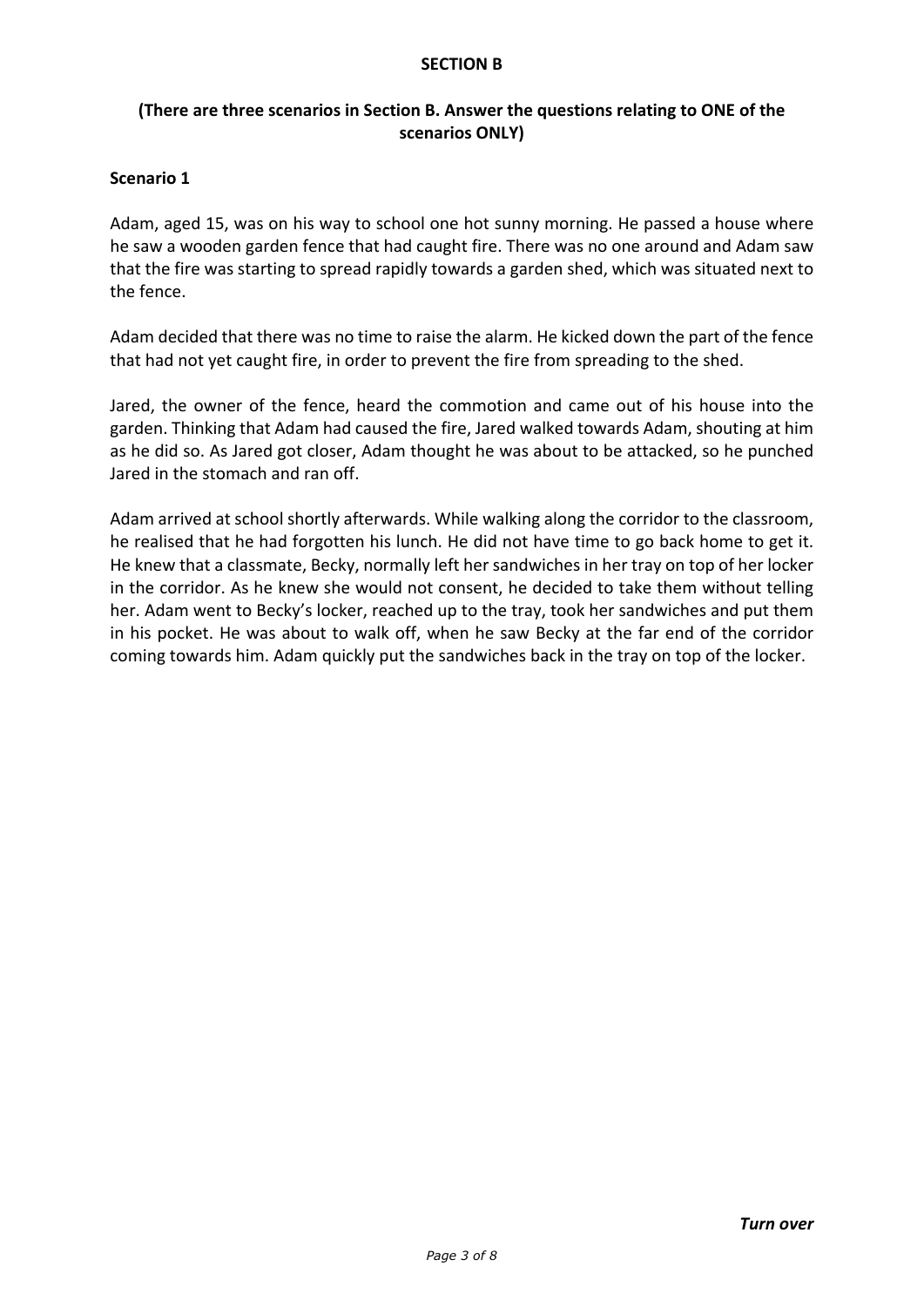## SECTION B

**(There are three scenarios in Section B. Answer the questions relating to ONE of the scenarios ONLY)**

### Scenario 1

Adam, aged 15, was on his way to school one hot sunny morning. He passed a house where he saw a wooden garden fence that had caught fire. There was no one around and Adam saw that the fire was starting to spread rapidly towards a garden shed, which was situated next to the fence.

Adam decided that there was no time to raise the alarm. He kicked down the part of the fence that had not yet caught fire, in order to prevent the fire from spreading to the shed.

Jared, the owner of the fence, heard the commotion and came out of his house into the garden. Thinking that Adam had caused the fire, Jared walked towards Adam, shouting at him as he did so. As Jared got closer, Adam thought he was about to be attacked, so he punched Jared in the stomach and ran off.

Adam arrived at school shortly afterwards. While walking along the corridor to the classroom, he realised that he had forgotten his lunch. He did not have time to go back home to get it. He knew that a classmate, Becky, normally left her sandwiches in her tray on top of her locker in the corridor. As he knew she would not consent, he decided to take them without telling her. Adam went to Becky's locker, reached up to the tray, took her sandwiches and put them in his pocket. He was about to walk off, when he saw Becky at the far end of the corridor coming towards him. Adam quickly put the sandwiches back in the tray on top of the locker.

***Turn over***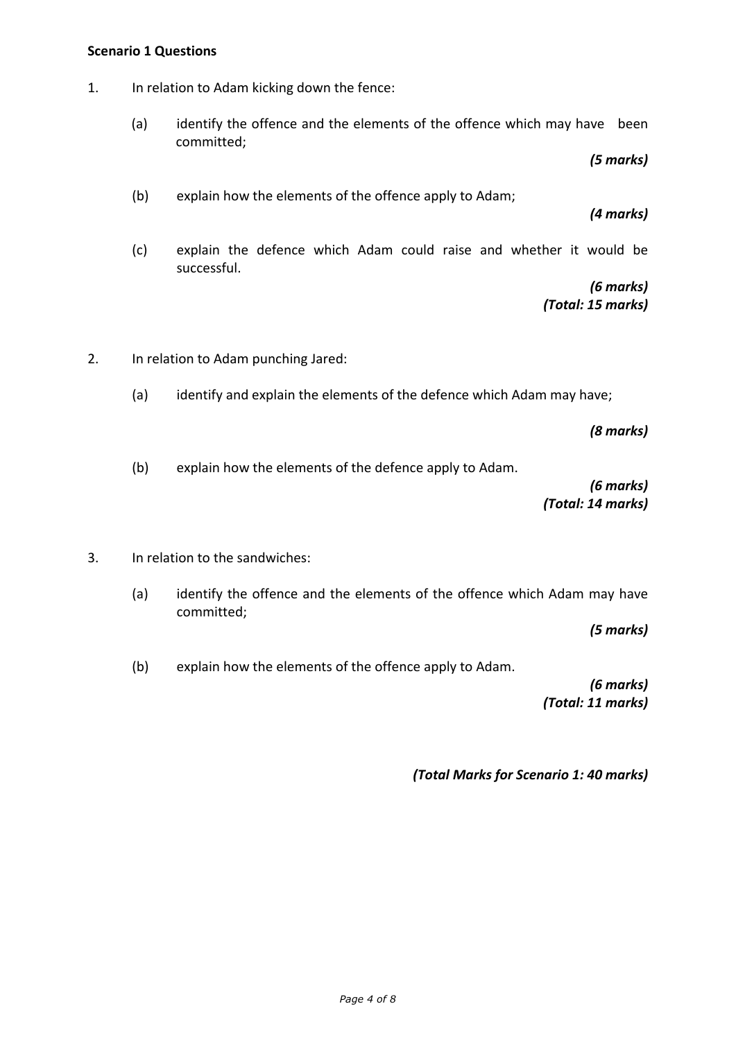**Scenario 1 Questions**

1. In relation to Adam kicking down the fence:

   (a) identify the offence and the elements of the offence which may have been committed;

   ***(5 marks)***

   (b) explain how the elements of the offence apply to Adam;

   ***(4 marks)***

   (c) explain the defence which Adam could raise and whether it would be successful.

   ***(6 marks)***
   ***(Total: 15 marks)***

2. In relation to Adam punching Jared:

   (a) identify and explain the elements of the defence which Adam may have;

   ***(8 marks)***

   (b) explain how the elements of the defence apply to Adam.

   ***(6 marks)***
   ***(Total: 14 marks)***

3. In relation to the sandwiches:

   (a) identify the offence and the elements of the offence which Adam may have committed;

   ***(5 marks)***

   (b) explain how the elements of the offence apply to Adam.

   ***(6 marks)***
   ***(Total: 11 marks)***

***(Total Marks for Scenario 1: 40 marks)***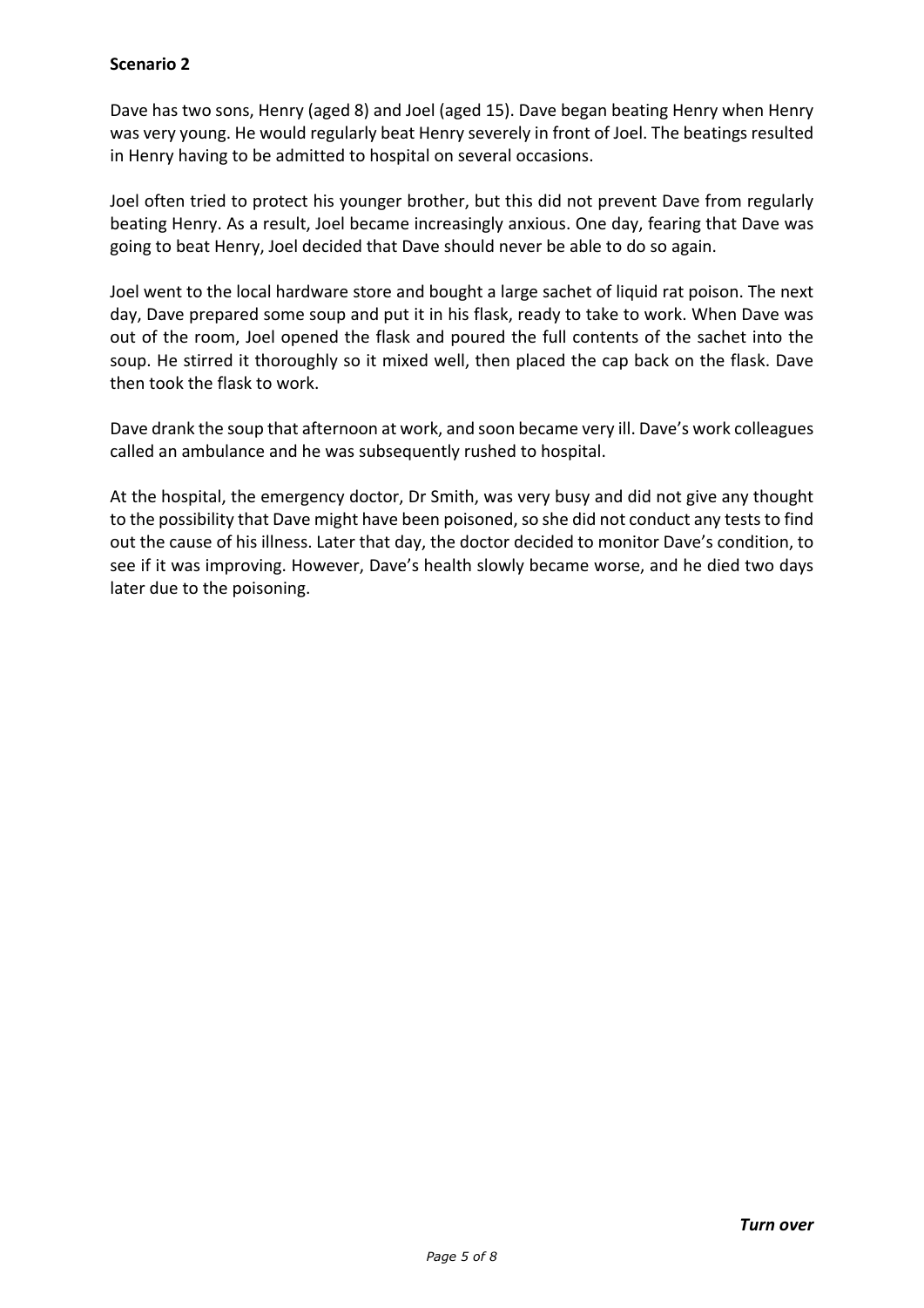**Scenario 2**

Dave has two sons, Henry (aged 8) and Joel (aged 15). Dave began beating Henry when Henry was very young. He would regularly beat Henry severely in front of Joel. The beatings resulted in Henry having to be admitted to hospital on several occasions.

Joel often tried to protect his younger brother, but this did not prevent Dave from regularly beating Henry. As a result, Joel became increasingly anxious. One day, fearing that Dave was going to beat Henry, Joel decided that Dave should never be able to do so again.

Joel went to the local hardware store and bought a large sachet of liquid rat poison. The next day, Dave prepared some soup and put it in his flask, ready to take to work. When Dave was out of the room, Joel opened the flask and poured the full contents of the sachet into the soup. He stirred it thoroughly so it mixed well, then placed the cap back on the flask. Dave then took the flask to work.

Dave drank the soup that afternoon at work, and soon became very ill. Dave's work colleagues called an ambulance and he was subsequently rushed to hospital.

At the hospital, the emergency doctor, Dr Smith, was very busy and did not give any thought to the possibility that Dave might have been poisoned, so she did not conduct any tests to find out the cause of his illness. Later that day, the doctor decided to monitor Dave's condition, to see if it was improving. However, Dave's health slowly became worse, and he died two days later due to the poisoning.

***Turn over***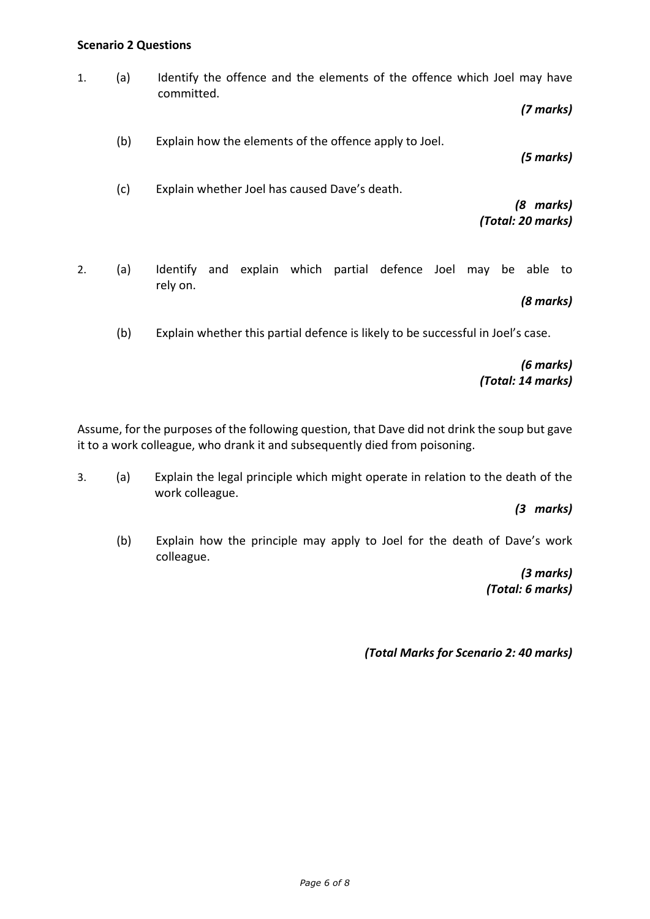**Scenario 2 Questions**

1. (a) Identify the offence and the elements of the offence which Joel may have committed.

   *(7 marks)*

   (b) Explain how the elements of the offence apply to Joel.

   *(5 marks)*

   (c) Explain whether Joel has caused Dave's death.

   *(8 marks)*
   *(Total: 20 marks)*

2. (a) Identify and explain which partial defence Joel may be able to rely on.

   *(8 marks)*

   (b) Explain whether this partial defence is likely to be successful in Joel's case.

   *(6 marks)*
   *(Total: 14 marks)*

Assume, for the purposes of the following question, that Dave did not drink the soup but gave it to a work colleague, who drank it and subsequently died from poisoning.

3. (a) Explain the legal principle which might operate in relation to the death of the work colleague.

   *(3 marks)*

   (b) Explain how the principle may apply to Joel for the death of Dave's work colleague.

   *(3 marks)*
   *(Total: 6 marks)*

*(Total Marks for Scenario 2: 40 marks)*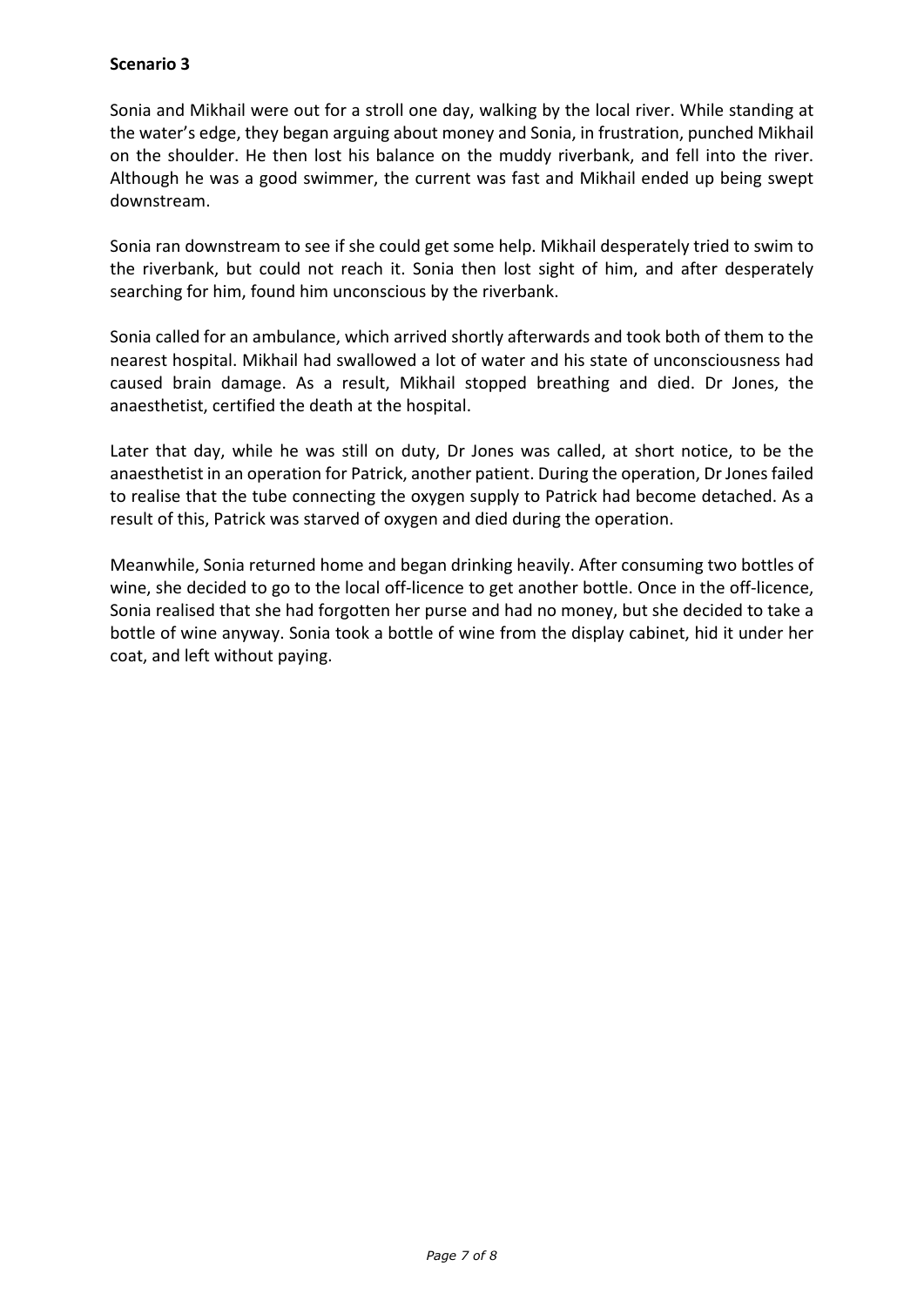**Scenario 3**

Sonia and Mikhail were out for a stroll one day, walking by the local river. While standing at the water's edge, they began arguing about money and Sonia, in frustration, punched Mikhail on the shoulder. He then lost his balance on the muddy riverbank, and fell into the river. Although he was a good swimmer, the current was fast and Mikhail ended up being swept downstream.

Sonia ran downstream to see if she could get some help. Mikhail desperately tried to swim to the riverbank, but could not reach it. Sonia then lost sight of him, and after desperately searching for him, found him unconscious by the riverbank.

Sonia called for an ambulance, which arrived shortly afterwards and took both of them to the nearest hospital. Mikhail had swallowed a lot of water and his state of unconsciousness had caused brain damage. As a result, Mikhail stopped breathing and died. Dr Jones, the anaesthetist, certified the death at the hospital.

Later that day, while he was still on duty, Dr Jones was called, at short notice, to be the anaesthetist in an operation for Patrick, another patient. During the operation, Dr Jones failed to realise that the tube connecting the oxygen supply to Patrick had become detached. As a result of this, Patrick was starved of oxygen and died during the operation.

Meanwhile, Sonia returned home and began drinking heavily. After consuming two bottles of wine, she decided to go to the local off-licence to get another bottle. Once in the off-licence, Sonia realised that she had forgotten her purse and had no money, but she decided to take a bottle of wine anyway. Sonia took a bottle of wine from the display cabinet, hid it under her coat, and left without paying.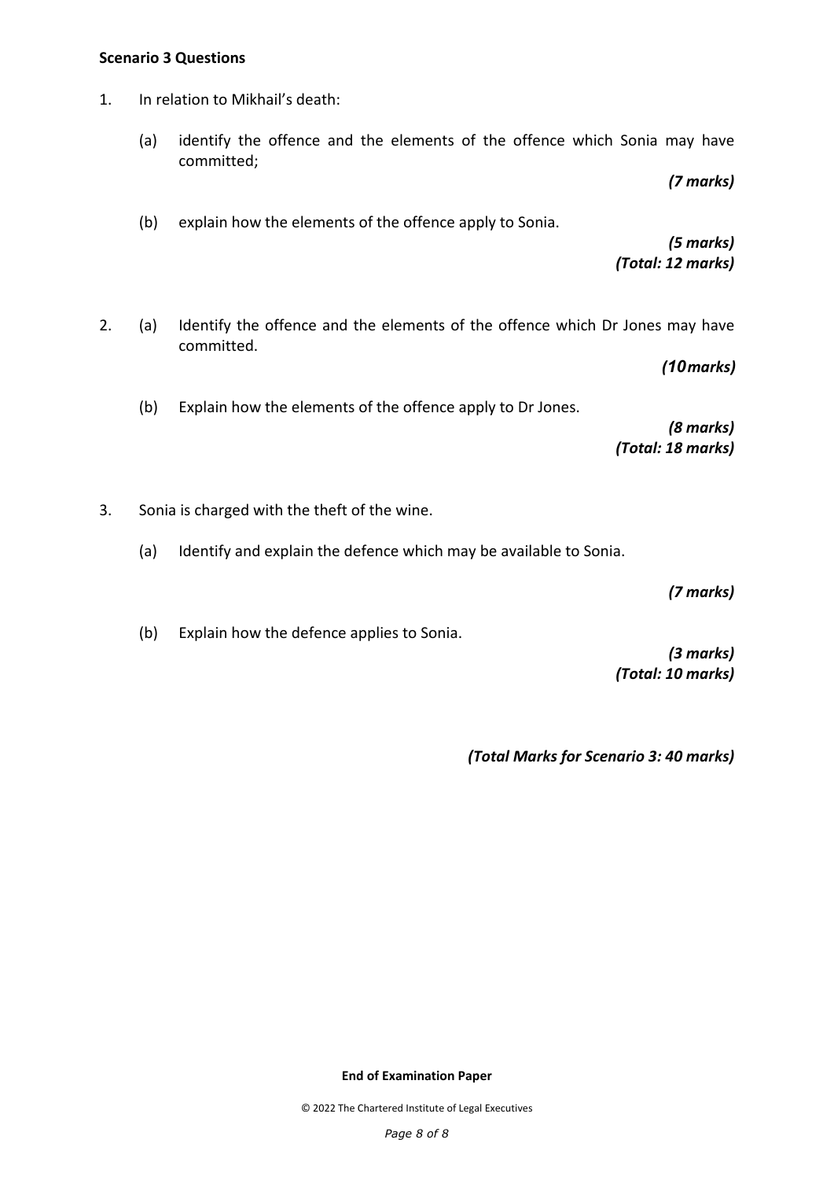**Scenario 3 Questions**

1. In relation to Mikhail's death:

   (a) identify the offence and the elements of the offence which Sonia may have committed;

   ***(7 marks)***

   (b) explain how the elements of the offence apply to Sonia.

   ***(5 marks)***
   ***(Total: 12 marks)***

2. (a) Identify the offence and the elements of the offence which Dr Jones may have committed.

   ***(10 marks)***

   (b) Explain how the elements of the offence apply to Dr Jones.

   ***(8 marks)***
   ***(Total: 18 marks)***

3. Sonia is charged with the theft of the wine.

   (a) Identify and explain the defence which may be available to Sonia.

   ***(7 marks)***

   (b) Explain how the defence applies to Sonia.

   ***(3 marks)***
   ***(Total: 10 marks)***

***(Total Marks for Scenario 3: 40 marks)***

**End of Examination Paper**

© 2022 The Chartered Institute of Legal Executives